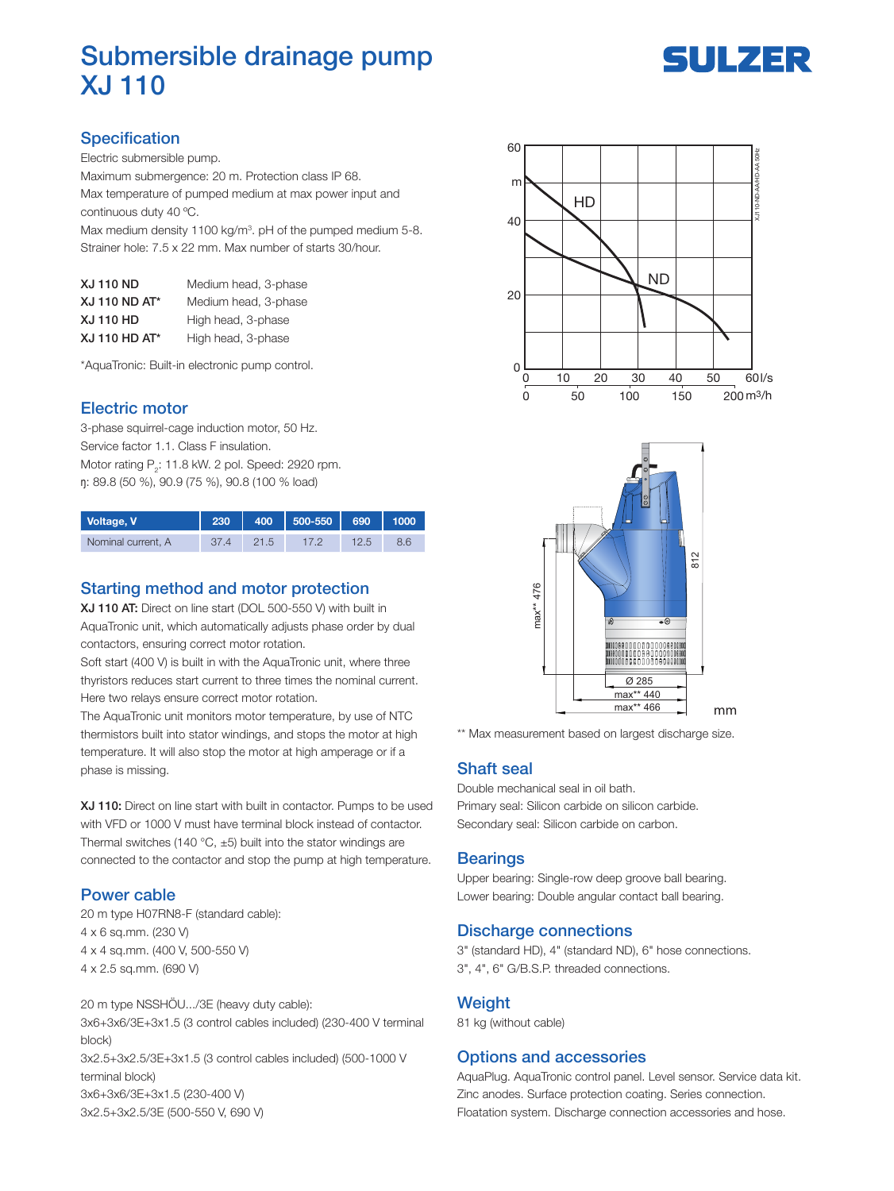# Submersible drainage pump XJ 110

SULZER

## Specification

Electric submersible pump.
Maximum submergence: 20 m. Protection class IP 68.
Max temperature of pumped medium at max power input and continuous duty 40 ºC.
Max medium density 1100 kg/m³. pH of the pumped medium 5-8.
Strainer hole: 7.5 x 22 mm. Max number of starts 30/hour.

| | |
|---|---|
| **XJ 110 ND** | Medium head, 3-phase |
| **XJ 110 ND AT*** | Medium head, 3-phase |
| **XJ 110 HD** | High head, 3-phase |
| **XJ 110 HD AT*** | High head, 3-phase |

*AquaTronic: Built-in electronic pump control.

## Electric motor

3-phase squirrel-cage induction motor, 50 Hz.
Service factor 1.1. Class F insulation.
Motor rating $P_2$: 11.8 kW. 2 pol. Speed: 2920 rpm.
η: 89.8 (50 %), 90.9 (75 %), 90.8 (100 % load)

| Voltage, V | 230 | 400 | 500-550 | 690 | 1000 |
|---|---|---|---|---|---|
| Nominal current, A | 37.4 | 21.5 | 17.2 | 12.5 | 8.6 |

## Starting method and motor protection

**XJ 110 AT:** Direct on line start (DOL 500-550 V) with built in AquaTronic unit, which automatically adjusts phase order by dual contactors, ensuring correct motor rotation.
Soft start (400 V) is built in with the AquaTronic unit, where three thyristors reduces start current to three times the nominal current. Here two relays ensure correct motor rotation.
The AquaTronic unit monitors motor temperature, by use of NTC thermistors built into stator windings, and stops the motor at high temperature. It will also stop the motor at high amperage or if a phase is missing.

**XJ 110:** Direct on line start with built in contactor. Pumps to be used with VFD or 1000 V must have terminal block instead of contactor. Thermal switches (140 °C, ±5) built into the stator windings are connected to the contactor and stop the pump at high temperature.

## Power cable

20 m type H07RN8-F (standard cable):
4 x 6 sq.mm. (230 V)
4 x 4 sq.mm. (400 V, 500-550 V)
4 x 2.5 sq.mm. (690 V)

20 m type NSSHÖU.../3E (heavy duty cable):
3x6+3x6/3E+3x1.5 (3 control cables included) (230-400 V terminal block)
3x2.5+3x2.5/3E+3x1.5 (3 control cables included) (500-1000 V terminal block)
3x6+3x6/3E+3x1.5 (230-400 V)
3x2.5+3x2.5/3E (500-550 V, 690 V)

** Max measurement based on largest discharge size.

## Shaft seal

Double mechanical seal in oil bath.
Primary seal: Silicon carbide on silicon carbide.
Secondary seal: Silicon carbide on carbon.

## Bearings

Upper bearing: Single-row deep groove ball bearing.
Lower bearing: Double angular contact ball bearing.

## Discharge connections

3" (standard HD), 4" (standard ND), 6" hose connections.
3", 4", 6" G/B.S.P. threaded connections.

## Weight

81 kg (without cable)

## Options and accessories

AquaPlug. AquaTronic control panel. Level sensor. Service data kit. Zinc anodes. Surface protection coating. Series connection. Floatation system. Discharge connection accessories and hose.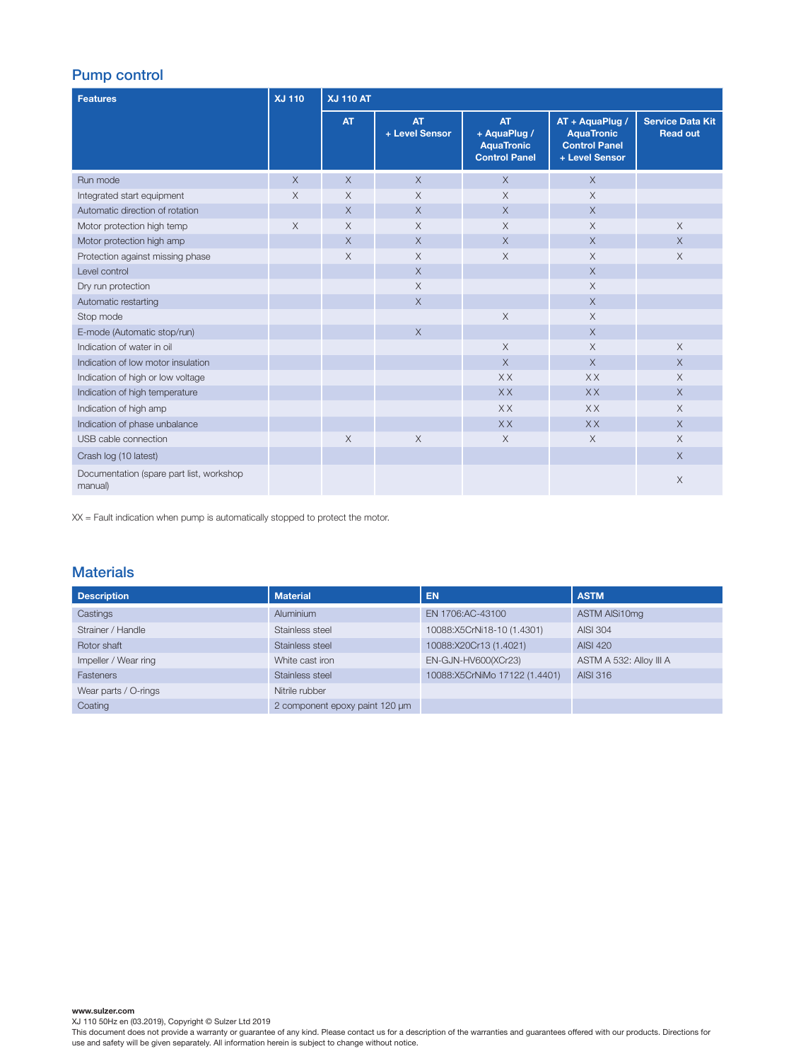## Pump control

| Features | XJ 110 | XJ 110 AT | | | | |
|---|---|---|---|---|---|---|
| | | AT | AT + Level Sensor | AT + AquaPlug / AquaTronic Control Panel | AT + AquaPlug / AquaTronic Control Panel + Level Sensor | Service Data Kit Read out |
| Run mode | X | X | X | X | X | |
| Integrated start equipment | X | X | X | X | X | |
| Automatic direction of rotation | | X | X | X | X | |
| Motor protection high temp | X | X | X | X | X | X |
| Motor protection high amp | | X | X | X | X | X |
| Protection against missing phase | | X | X | X | X | X |
| Level control | | | X | | X | |
| Dry run protection | | | X | | X | |
| Automatic restarting | | | X | | X | |
| Stop mode | | | | X | X | |
| E-mode (Automatic stop/run) | | | X | | X | |
| Indication of water in oil | | | | X | X | X |
| Indication of low motor insulation | | | | X | X | X |
| Indication of high or low voltage | | | | XX | XX | X |
| Indication of high temperature | | | | XX | XX | X |
| Indication of high amp | | | | XX | XX | X |
| Indication of phase unbalance | | | | XX | XX | X |
| USB cable connection | | X | X | X | X | X |
| Crash log (10 latest) | | | | | | X |
| Documentation (spare part list, workshop manual) | | | | | | X |

XX = Fault indication when pump is automatically stopped to protect the motor.

## Materials

| Description | Material | EN | ASTM |
|---|---|---|---|
| Castings | Aluminium | EN 1706:AC-43100 | ASTM AlSi10mg |
| Strainer / Handle | Stainless steel | 10088:X5CrNi18-10 (1.4301) | AISI 304 |
| Rotor shaft | Stainless steel | 10088:X20Cr13 (1.4021) | AISI 420 |
| Impeller / Wear ring | White cast iron | EN-GJN-HV600(XCr23) | ASTM A 532: Alloy III A |
| Fasteners | Stainless steel | 10088:X5CrNiMo 17122 (1.4401) | AISI 316 |
| Wear parts / O-rings | Nitrile rubber | | |
| Coating | 2 component epoxy paint 120 µm | | |

**www.sulzer.com**
XJ 110 50Hz en (03.2019), Copyright © Sulzer Ltd 2019
This document does not provide a warranty or guarantee of any kind. Please contact us for a description of the warranties and guarantees offered with our products. Directions for use and safety will be given separately. All information herein is subject to change without notice.